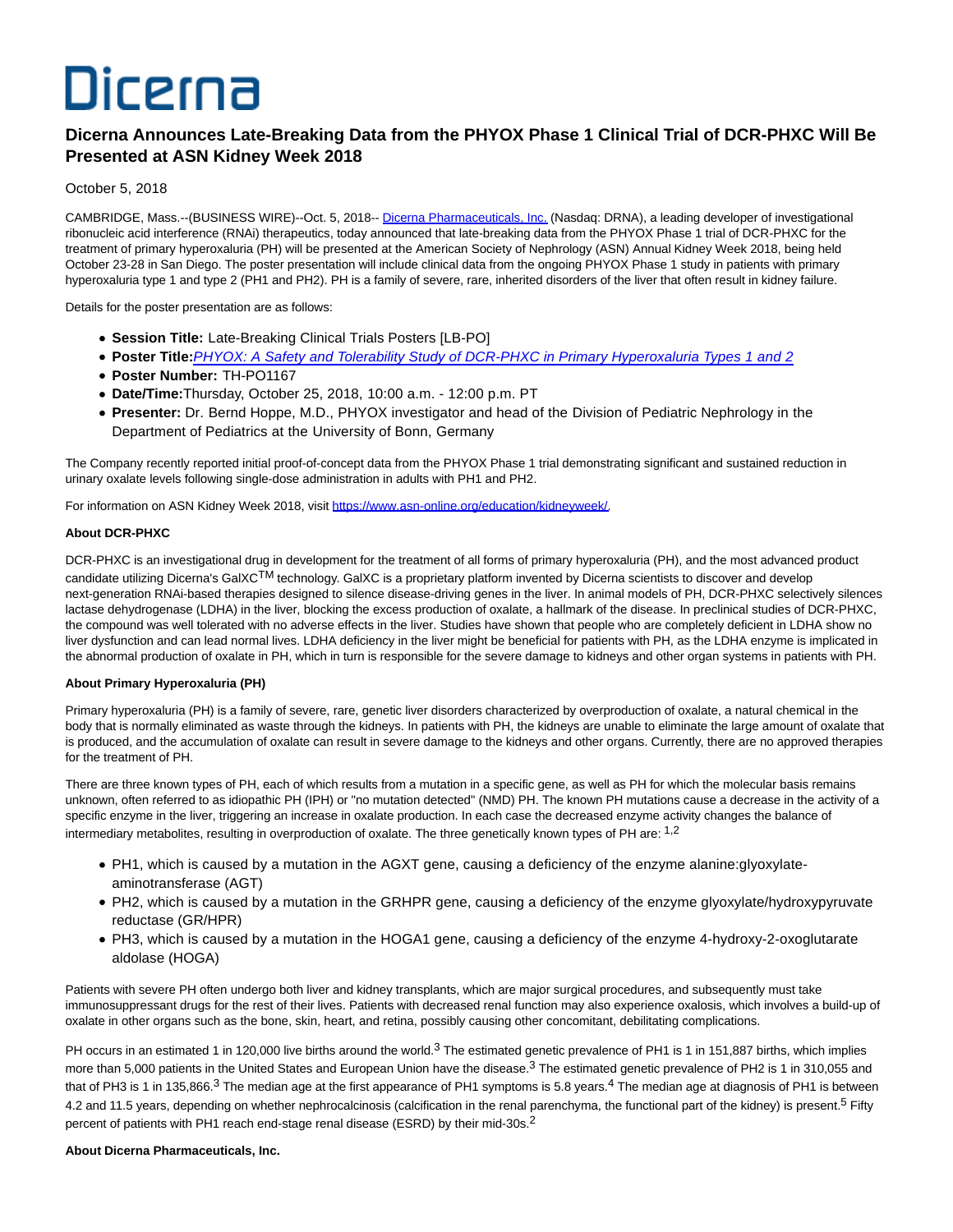# Dicerna

## Dicerna Announces Late-Breaking Data from the PHYOX Phase 1 Clinical Trial of DCR-PHXC Will Be Presented at ASN Kidney Week 2018

October 5, 2018

CAMBRIDGE, Mass.--(BUSINESS WIRE)--Oct. 5, 2018-- Dicerna Pharmaceuticals, Inc. (Nasdaq: DRNA), a leading developer of investigational ribonucleic acid interference (RNAi) therapeutics, today announced that late-breaking data from the PHYOX Phase 1 trial of DCR-PHXC for the treatment of primary hyperoxaluria (PH) will be presented at the American Society of Nephrology (ASN) Annual Kidney Week 2018, being held October 23-28 in San Diego. The poster presentation will include clinical data from the ongoing PHYOX Phase 1 study in patients with primary hyperoxaluria type 1 and type 2 (PH1 and PH2). PH is a family of severe, rare, inherited disorders of the liver that often result in kidney failure.

Details for the poster presentation are as follows:

- **Session Title:** Late-Breaking Clinical Trials Posters [LB-PO]
- **Poster Title:** *PHYOX: A Safety and Tolerability Study of DCR-PHXC in Primary Hyperoxaluria Types 1 and 2*
- **Poster Number:** TH-PO1167
- **Date/Time:** Thursday, October 25, 2018, 10:00 a.m. - 12:00 p.m. PT
- **Presenter:** Dr. Bernd Hoppe, M.D., PHYOX investigator and head of the Division of Pediatric Nephrology in the Department of Pediatrics at the University of Bonn, Germany

The Company recently reported initial proof-of-concept data from the PHYOX Phase 1 trial demonstrating significant and sustained reduction in urinary oxalate levels following single-dose administration in adults with PH1 and PH2.

For information on ASN Kidney Week 2018, visit https://www.asn-online.org/education/kidneyweek/.

**About DCR-PHXC**

DCR-PHXC is an investigational drug in development for the treatment of all forms of primary hyperoxaluria (PH), and the most advanced product candidate utilizing Dicerna's GalXC™ technology. GalXC is a proprietary platform invented by Dicerna scientists to discover and develop next-generation RNAi-based therapies designed to silence disease-driving genes in the liver. In animal models of PH, DCR-PHXC selectively silences lactase dehydrogenase (LDHA) in the liver, blocking the excess production of oxalate, a hallmark of the disease. In preclinical studies of DCR-PHXC, the compound was well tolerated with no adverse effects in the liver. Studies have shown that people who are completely deficient in LDHA show no liver dysfunction and can lead normal lives. LDHA deficiency in the liver might be beneficial for patients with PH, as the LDHA enzyme is implicated in the abnormal production of oxalate in PH, which in turn is responsible for the severe damage to kidneys and other organ systems in patients with PH.

**About Primary Hyperoxaluria (PH)**

Primary hyperoxaluria (PH) is a family of severe, rare, genetic liver disorders characterized by overproduction of oxalate, a natural chemical in the body that is normally eliminated as waste through the kidneys. In patients with PH, the kidneys are unable to eliminate the large amount of oxalate that is produced, and the accumulation of oxalate can result in severe damage to the kidneys and other organs. Currently, there are no approved therapies for the treatment of PH.

There are three known types of PH, each of which results from a mutation in a specific gene, as well as PH for which the molecular basis remains unknown, often referred to as idiopathic PH (IPH) or "no mutation detected" (NMD) PH. The known PH mutations cause a decrease in the activity of a specific enzyme in the liver, triggering an increase in oxalate production. In each case the decreased enzyme activity changes the balance of intermediary metabolites, resulting in overproduction of oxalate. The three genetically known types of PH are: [1,2]

- PH1, which is caused by a mutation in the AGXT gene, causing a deficiency of the enzyme alanine:glyoxylate-aminotransferase (AGT)
- PH2, which is caused by a mutation in the GRHPR gene, causing a deficiency of the enzyme glyoxylate/hydroxypyruvate reductase (GR/HPR)
- PH3, which is caused by a mutation in the HOGA1 gene, causing a deficiency of the enzyme 4-hydroxy-2-oxoglutarate aldolase (HOGA)

Patients with severe PH often undergo both liver and kidney transplants, which are major surgical procedures, and subsequently must take immunosuppressant drugs for the rest of their lives. Patients with decreased renal function may also experience oxalosis, which involves a build-up of oxalate in other organs such as the bone, skin, heart, and retina, possibly causing other concomitant, debilitating complications.

PH occurs in an estimated 1 in 120,000 live births around the world.[3] The estimated genetic prevalence of PH1 is 1 in 151,887 births, which implies more than 5,000 patients in the United States and European Union have the disease.[3] The estimated genetic prevalence of PH2 is 1 in 310,055 and that of PH3 is 1 in 135,866.[3] The median age at the first appearance of PH1 symptoms is 5.8 years.[4] The median age at diagnosis of PH1 is between 4.2 and 11.5 years, depending on whether nephrocalcinosis (calcification in the renal parenchyma, the functional part of the kidney) is present.[5] Fifty percent of patients with PH1 reach end-stage renal disease (ESRD) by their mid-30s.[2]

**About Dicerna Pharmaceuticals, Inc.**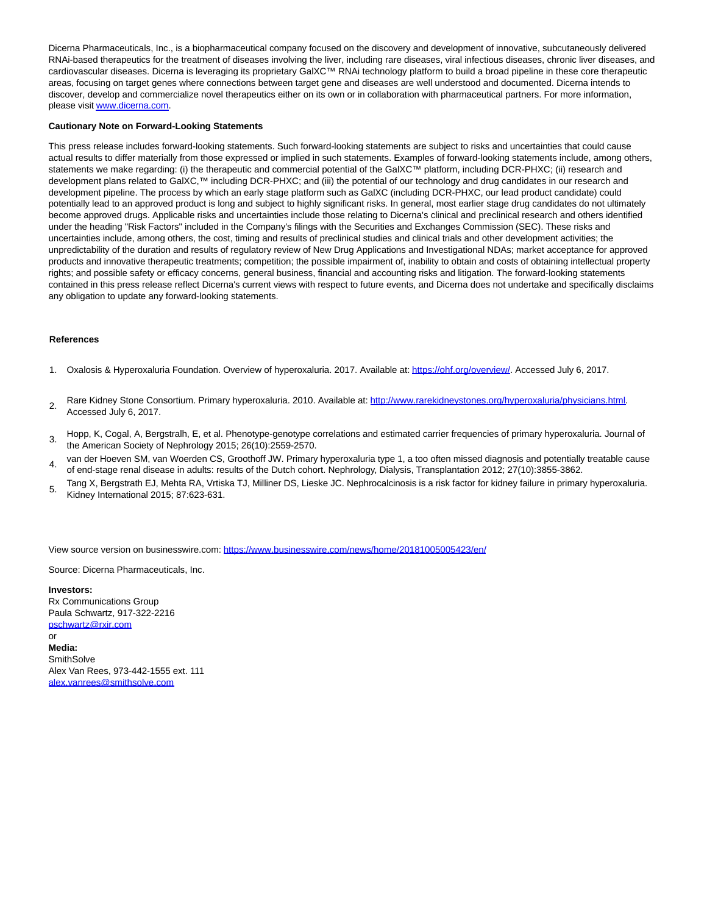Dicerna Pharmaceuticals, Inc., is a biopharmaceutical company focused on the discovery and development of innovative, subcutaneously delivered RNAi-based therapeutics for the treatment of diseases involving the liver, including rare diseases, viral infectious diseases, chronic liver diseases, and cardiovascular diseases. Dicerna is leveraging its proprietary GalXC™ RNAi technology platform to build a broad pipeline in these core therapeutic areas, focusing on target genes where connections between target gene and diseases are well understood and documented. Dicerna intends to discover, develop and commercialize novel therapeutics either on its own or in collaboration with pharmaceutical partners. For more information, please visit www.dicerna.com.

**Cautionary Note on Forward-Looking Statements**

This press release includes forward-looking statements. Such forward-looking statements are subject to risks and uncertainties that could cause actual results to differ materially from those expressed or implied in such statements. Examples of forward-looking statements include, among others, statements we make regarding: (i) the therapeutic and commercial potential of the GalXC™ platform, including DCR-PHXC; (ii) research and development plans related to GalXC,™ including DCR-PHXC; and (iii) the potential of our technology and drug candidates in our research and development pipeline. The process by which an early stage platform such as GalXC (including DCR-PHXC, our lead product candidate) could potentially lead to an approved product is long and subject to highly significant risks. In general, most earlier stage drug candidates do not ultimately become approved drugs. Applicable risks and uncertainties include those relating to Dicerna's clinical and preclinical research and others identified under the heading "Risk Factors" included in the Company's filings with the Securities and Exchanges Commission (SEC). These risks and uncertainties include, among others, the cost, timing and results of preclinical studies and clinical trials and other development activities; the unpredictability of the duration and results of regulatory review of New Drug Applications and Investigational NDAs; market acceptance for approved products and innovative therapeutic treatments; competition; the possible impairment of, inability to obtain and costs of obtaining intellectual property rights; and possible safety or efficacy concerns, general business, financial and accounting risks and litigation. The forward-looking statements contained in this press release reflect Dicerna's current views with respect to future events, and Dicerna does not undertake and specifically disclaims any obligation to update any forward-looking statements.

**References**

1. Oxalosis & Hyperoxaluria Foundation. Overview of hyperoxaluria. 2017. Available at: https://ohf.org/overview/. Accessed July 6, 2017.
2. Rare Kidney Stone Consortium. Primary hyperoxaluria. 2010. Available at: http://www.rarekidneystones.org/hyperoxaluria/physicians.html. Accessed July 6, 2017.
3. Hopp, K, Cogal, A, Bergstralh, E, et al. Phenotype-genotype correlations and estimated carrier frequencies of primary hyperoxaluria. Journal of the American Society of Nephrology 2015; 26(10):2559-2570.
4. van der Hoeven SM, van Woerden CS, Groothoff JW. Primary hyperoxaluria type 1, a too often missed diagnosis and potentially treatable cause of end-stage renal disease in adults: results of the Dutch cohort. Nephrology, Dialysis, Transplantation 2012; 27(10):3855-3862.
5. Tang X, Bergstrath EJ, Mehta RA, Vrtiska TJ, Milliner DS, Lieske JC. Nephrocalcinosis is a risk factor for kidney failure in primary hyperoxaluria. Kidney International 2015; 87:623-631.

View source version on businesswire.com: https://www.businesswire.com/news/home/20181005005423/en/

Source: Dicerna Pharmaceuticals, Inc.

**Investors:**
Rx Communications Group
Paula Schwartz, 917-322-2216
pschwartz@rxir.com
or
**Media:**
SmithSolve
Alex Van Rees, 973-442-1555 ext. 111
alex.vanrees@smithsolve.com